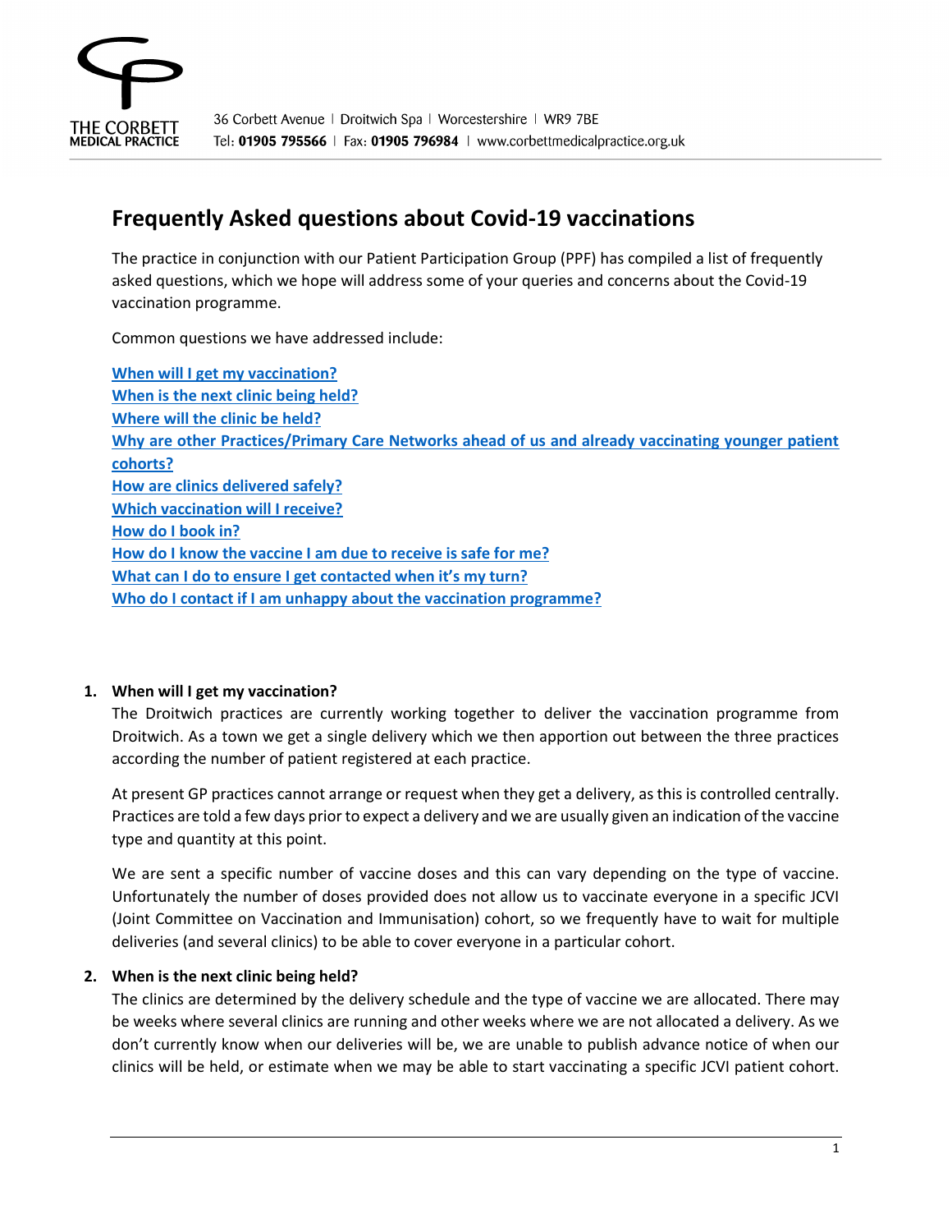THE CORBETT MEDICAL PRACTICE

36 Corbett Avenue | Droitwich Spa | Worcestershire | WR9 7BE
Tel: **01905 795566** | Fax: **01905 796984** | www.corbettmedicalpractice.org.uk

# Frequently Asked questions about Covid-19 vaccinations

The practice in conjunction with our Patient Participation Group (PPF) has compiled a list of frequently asked questions, which we hope will address some of your queries and concerns about the Covid-19 vaccination programme.

Common questions we have addressed include:

**When will I get my vaccination?**
**When is the next clinic being held?**
**Where will the clinic be held?**
**Why are other Practices/Primary Care Networks ahead of us and already vaccinating younger patient cohorts?**
**How are clinics delivered safely?**
**Which vaccination will I receive?**
**How do I book in?**
**How do I know the vaccine I am due to receive is safe for me?**
**What can I do to ensure I get contacted when it's my turn?**
**Who do I contact if I am unhappy about the vaccination programme?**

1. **When will I get my vaccination?**

   The Droitwich practices are currently working together to deliver the vaccination programme from Droitwich. As a town we get a single delivery which we then apportion out between the three practices according the number of patient registered at each practice.

   At present GP practices cannot arrange or request when they get a delivery, as this is controlled centrally. Practices are told a few days prior to expect a delivery and we are usually given an indication of the vaccine type and quantity at this point.

   We are sent a specific number of vaccine doses and this can vary depending on the type of vaccine. Unfortunately the number of doses provided does not allow us to vaccinate everyone in a specific JCVI (Joint Committee on Vaccination and Immunisation) cohort, so we frequently have to wait for multiple deliveries (and several clinics) to be able to cover everyone in a particular cohort.

2. **When is the next clinic being held?**

   The clinics are determined by the delivery schedule and the type of vaccine we are allocated. There may be weeks where several clinics are running and other weeks where we are not allocated a delivery. As we don't currently know when our deliveries will be, we are unable to publish advance notice of when our clinics will be held, or estimate when we may be able to start vaccinating a specific JCVI patient cohort.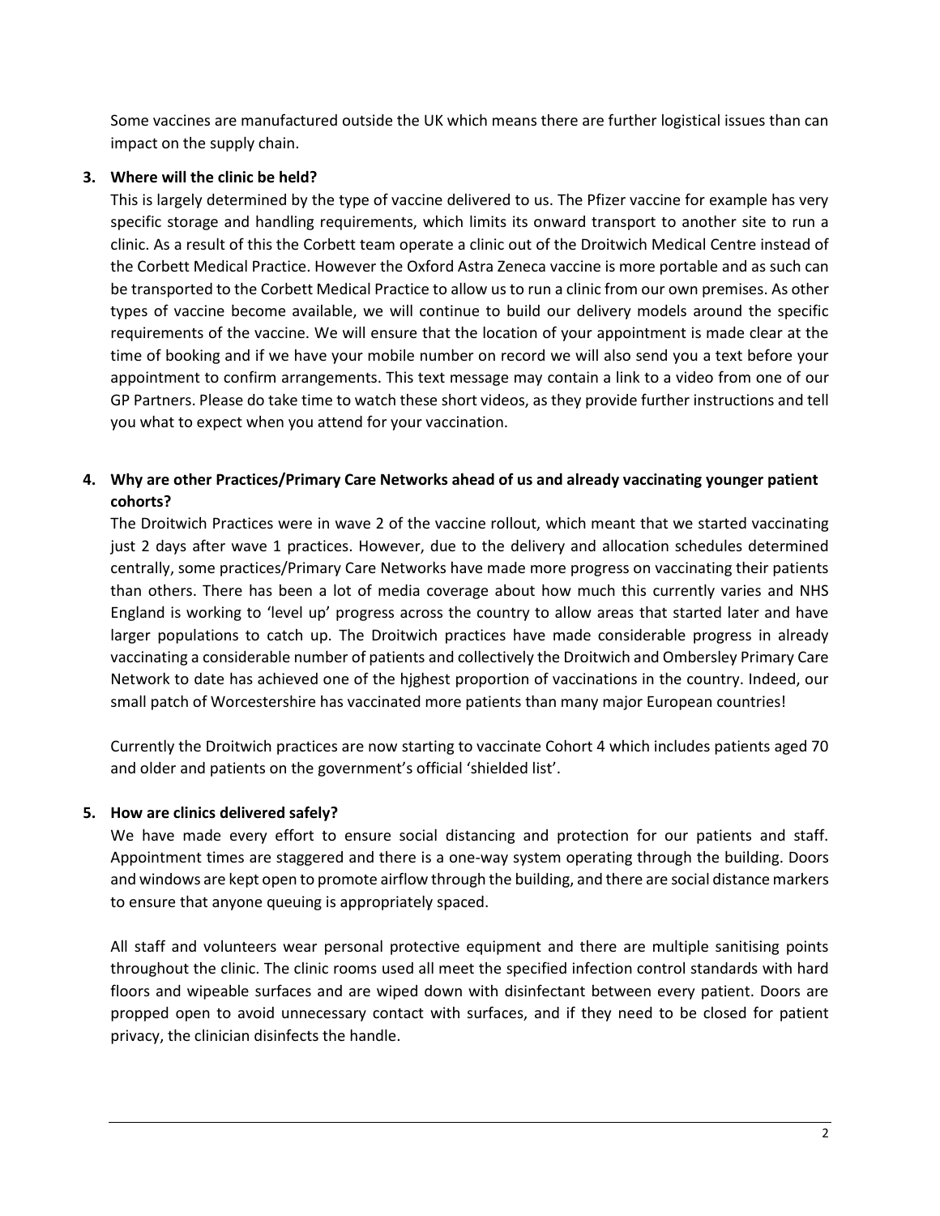Some vaccines are manufactured outside the UK which means there are further logistical issues than can impact on the supply chain.

3. **Where will the clinic be held?**

   This is largely determined by the type of vaccine delivered to us. The Pfizer vaccine for example has very specific storage and handling requirements, which limits its onward transport to another site to run a clinic. As a result of this the Corbett team operate a clinic out of the Droitwich Medical Centre instead of the Corbett Medical Practice. However the Oxford Astra Zeneca vaccine is more portable and as such can be transported to the Corbett Medical Practice to allow us to run a clinic from our own premises. As other types of vaccine become available, we will continue to build our delivery models around the specific requirements of the vaccine. We will ensure that the location of your appointment is made clear at the time of booking and if we have your mobile number on record we will also send you a text before your appointment to confirm arrangements. This text message may contain a link to a video from one of our GP Partners. Please do take time to watch these short videos, as they provide further instructions and tell you what to expect when you attend for your vaccination.

4. **Why are other Practices/Primary Care Networks ahead of us and already vaccinating younger patient cohorts?**

   The Droitwich Practices were in wave 2 of the vaccine rollout, which meant that we started vaccinating just 2 days after wave 1 practices. However, due to the delivery and allocation schedules determined centrally, some practices/Primary Care Networks have made more progress on vaccinating their patients than others. There has been a lot of media coverage about how much this currently varies and NHS England is working to 'level up' progress across the country to allow areas that started later and have larger populations to catch up. The Droitwich practices have made considerable progress in already vaccinating a considerable number of patients and collectively the Droitwich and Ombersley Primary Care Network to date has achieved one of the hjghest proportion of vaccinations in the country. Indeed, our small patch of Worcestershire has vaccinated more patients than many major European countries!

   Currently the Droitwich practices are now starting to vaccinate Cohort 4 which includes patients aged 70 and older and patients on the government's official 'shielded list'.

5. **How are clinics delivered safely?**

   We have made every effort to ensure social distancing and protection for our patients and staff. Appointment times are staggered and there is a one-way system operating through the building. Doors and windows are kept open to promote airflow through the building, and there are social distance markers to ensure that anyone queuing is appropriately spaced.

   All staff and volunteers wear personal protective equipment and there are multiple sanitising points throughout the clinic. The clinic rooms used all meet the specified infection control standards with hard floors and wipeable surfaces and are wiped down with disinfectant between every patient. Doors are propped open to avoid unnecessary contact with surfaces, and if they need to be closed for patient privacy, the clinician disinfects the handle.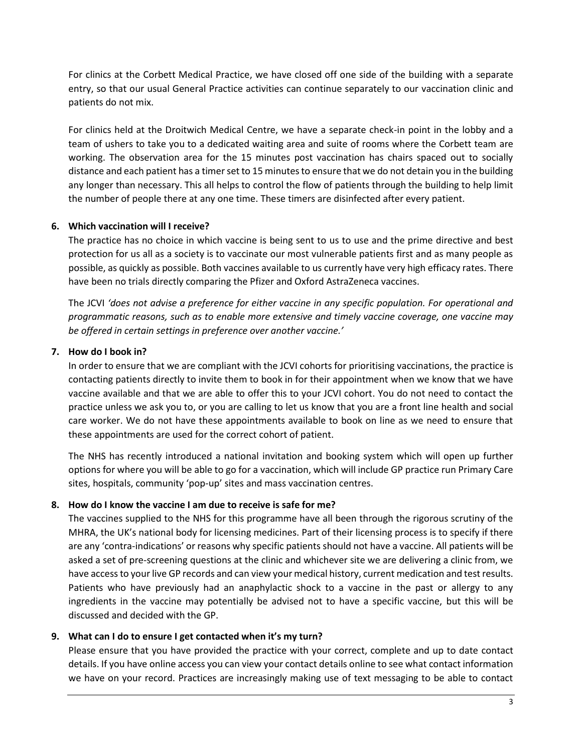For clinics at the Corbett Medical Practice, we have closed off one side of the building with a separate entry, so that our usual General Practice activities can continue separately to our vaccination clinic and patients do not mix.

For clinics held at the Droitwich Medical Centre, we have a separate check-in point in the lobby and a team of ushers to take you to a dedicated waiting area and suite of rooms where the Corbett team are working. The observation area for the 15 minutes post vaccination has chairs spaced out to socially distance and each patient has a timer set to 15 minutes to ensure that we do not detain you in the building any longer than necessary. This all helps to control the flow of patients through the building to help limit the number of people there at any one time. These timers are disinfected after every patient.

6. **Which vaccination will I receive?**

   The practice has no choice in which vaccine is being sent to us to use and the prime directive and best protection for us all as a society is to vaccinate our most vulnerable patients first and as many people as possible, as quickly as possible. Both vaccines available to us currently have very high efficacy rates. There have been no trials directly comparing the Pfizer and Oxford AstraZeneca vaccines.

   The JCVI *'does not advise a preference for either vaccine in any specific population. For operational and programmatic reasons, such as to enable more extensive and timely vaccine coverage, one vaccine may be offered in certain settings in preference over another vaccine.'*

7. **How do I book in?**

   In order to ensure that we are compliant with the JCVI cohorts for prioritising vaccinations, the practice is contacting patients directly to invite them to book in for their appointment when we know that we have vaccine available and that we are able to offer this to your JCVI cohort. You do not need to contact the practice unless we ask you to, or you are calling to let us know that you are a front line health and social care worker. We do not have these appointments available to book on line as we need to ensure that these appointments are used for the correct cohort of patient.

   The NHS has recently introduced a national invitation and booking system which will open up further options for where you will be able to go for a vaccination, which will include GP practice run Primary Care sites, hospitals, community 'pop-up' sites and mass vaccination centres.

8. **How do I know the vaccine I am due to receive is safe for me?**

   The vaccines supplied to the NHS for this programme have all been through the rigorous scrutiny of the MHRA, the UK's national body for licensing medicines. Part of their licensing process is to specify if there are any 'contra-indications' or reasons why specific patients should not have a vaccine. All patients will be asked a set of pre-screening questions at the clinic and whichever site we are delivering a clinic from, we have access to your live GP records and can view your medical history, current medication and test results. Patients who have previously had an anaphylactic shock to a vaccine in the past or allergy to any ingredients in the vaccine may potentially be advised not to have a specific vaccine, but this will be discussed and decided with the GP.

9. **What can I do to ensure I get contacted when it's my turn?**

   Please ensure that you have provided the practice with your correct, complete and up to date contact details. If you have online access you can view your contact details online to see what contact information we have on your record. Practices are increasingly making use of text messaging to be able to contact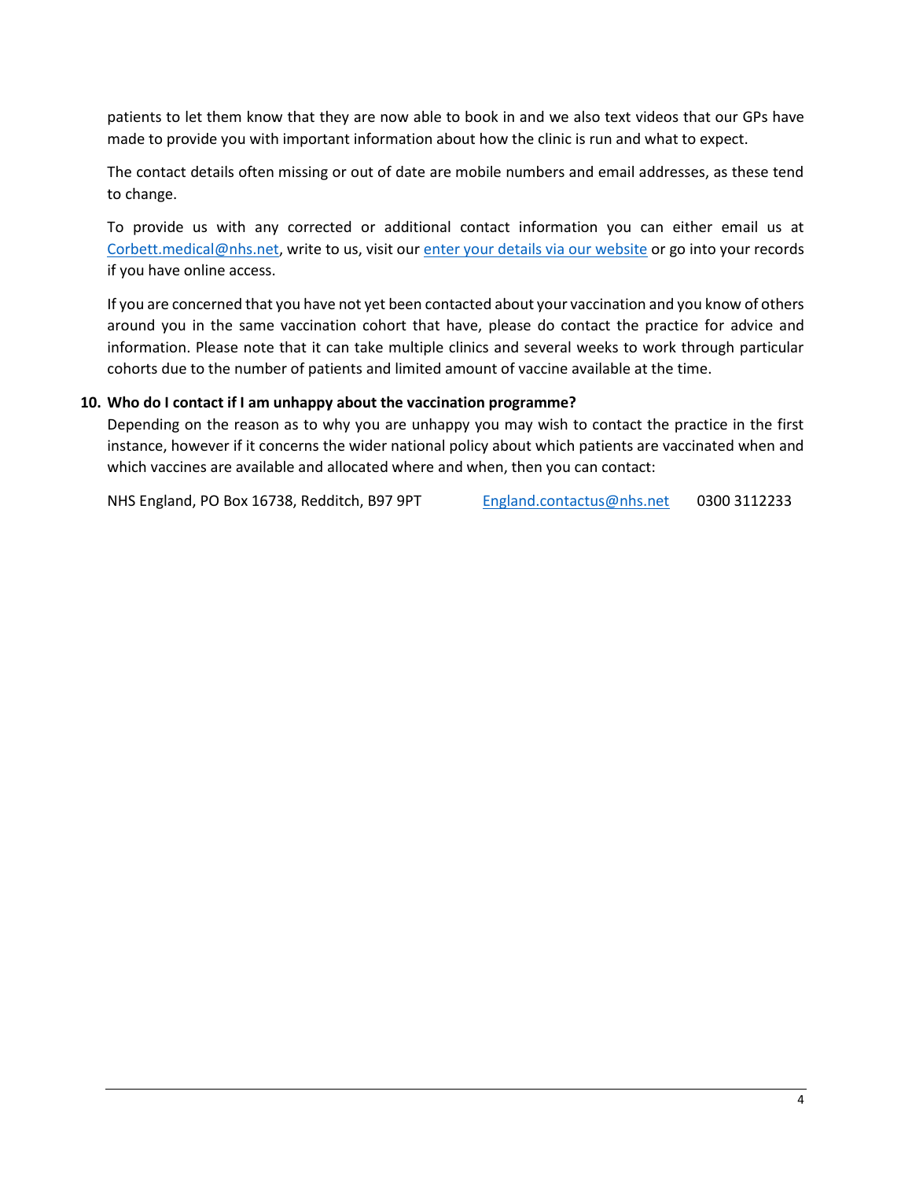patients to let them know that they are now able to book in and we also text videos that our GPs have made to provide you with important information about how the clinic is run and what to expect.

The contact details often missing or out of date are mobile numbers and email addresses, as these tend to change.

To provide us with any corrected or additional contact information you can either email us at Corbett.medical@nhs.net, write to us, visit our enter your details via our website or go into your records if you have online access.

If you are concerned that you have not yet been contacted about your vaccination and you know of others around you in the same vaccination cohort that have, please do contact the practice for advice and information. Please note that it can take multiple clinics and several weeks to work through particular cohorts due to the number of patients and limited amount of vaccine available at the time.

**10. Who do I contact if I am unhappy about the vaccination programme?**

Depending on the reason as to why you are unhappy you may wish to contact the practice in the first instance, however if it concerns the wider national policy about which patients are vaccinated when and which vaccines are available and allocated where and when, then you can contact:

NHS England, PO Box 16738, Redditch, B97 9PT England.contactus@nhs.net 0300 3112233